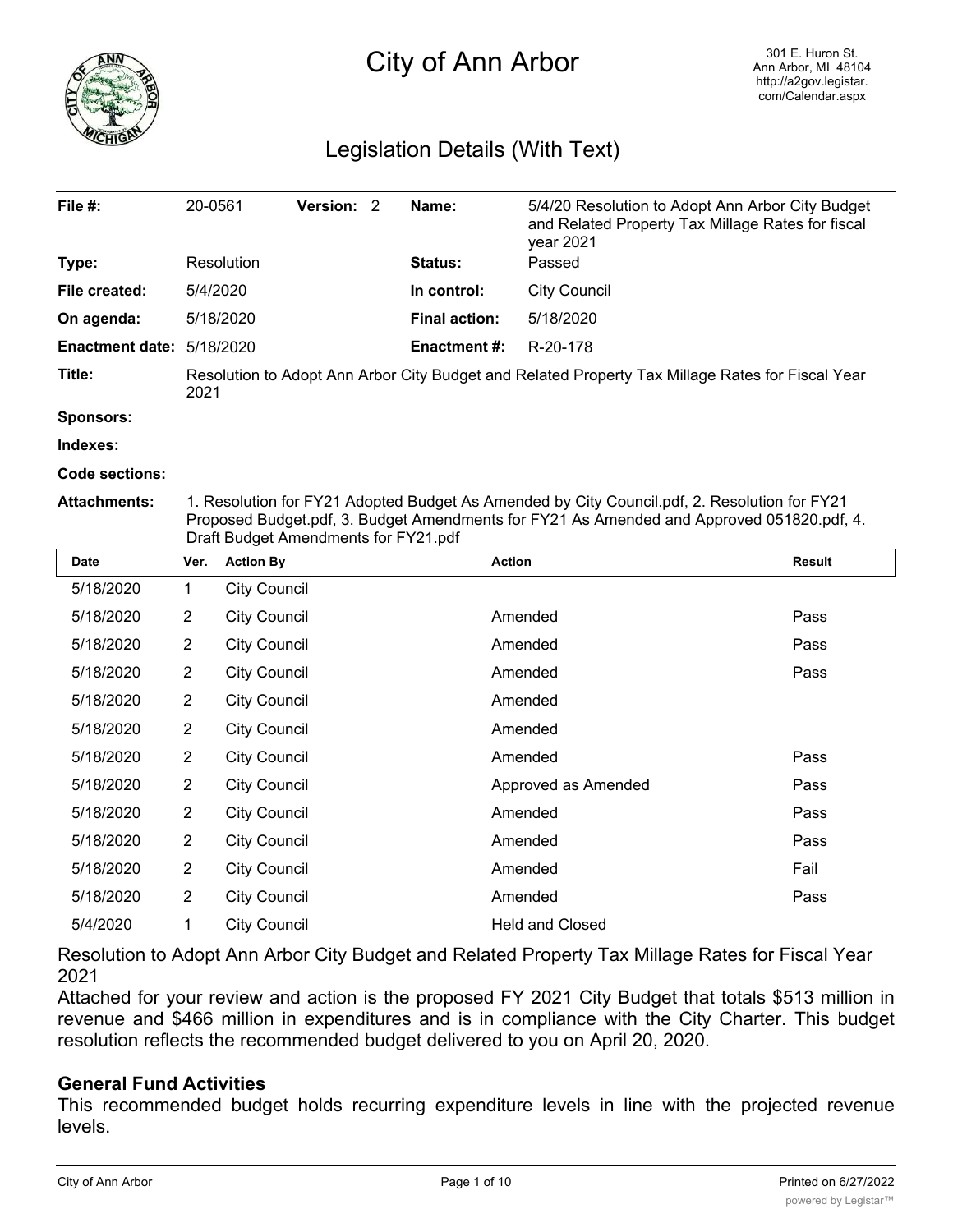# City of Ann Arbor

301 E. Huron St.
Ann Arbor, MI 48104
http://a2gov.legistar.com/Calendar.aspx

## Legislation Details (With Text)

| | | | | | |
|---|---|---|---|---|---|
| **File #:** | 20-0561 | **Version:** 2 | | **Name:** | 5/4/20 Resolution to Adopt Ann Arbor City Budget and Related Property Tax Millage Rates for fiscal year 2021 |
| **Type:** | Resolution | | | **Status:** | Passed |
| **File created:** | 5/4/2020 | | | **In control:** | City Council |
| **On agenda:** | 5/18/2020 | | | **Final action:** | 5/18/2020 |
| **Enactment date:** | 5/18/2020 | | | **Enactment #:** | R-20-178 |

**Title:** Resolution to Adopt Ann Arbor City Budget and Related Property Tax Millage Rates for Fiscal Year 2021

**Sponsors:**

**Indexes:**

**Code sections:**

**Attachments:** 1. Resolution for FY21 Adopted Budget As Amended by City Council.pdf, 2. Resolution for FY21 Proposed Budget.pdf, 3. Budget Amendments for FY21 As Amended and Approved 051820.pdf, 4. Draft Budget Amendments for FY21.pdf

| Date | Ver. | Action By | Action | Result |
|---|---|---|---|---|
| 5/18/2020 | 1 | City Council | | |
| 5/18/2020 | 2 | City Council | Amended | Pass |
| 5/18/2020 | 2 | City Council | Amended | Pass |
| 5/18/2020 | 2 | City Council | Amended | Pass |
| 5/18/2020 | 2 | City Council | Amended | |
| 5/18/2020 | 2 | City Council | Amended | |
| 5/18/2020 | 2 | City Council | Amended | Pass |
| 5/18/2020 | 2 | City Council | Approved as Amended | Pass |
| 5/18/2020 | 2 | City Council | Amended | Pass |
| 5/18/2020 | 2 | City Council | Amended | Pass |
| 5/18/2020 | 2 | City Council | Amended | Fail |
| 5/18/2020 | 2 | City Council | Amended | Pass |
| 5/4/2020 | 1 | City Council | Held and Closed | |

Resolution to Adopt Ann Arbor City Budget and Related Property Tax Millage Rates for Fiscal Year 2021

Attached for your review and action is the proposed FY 2021 City Budget that totals $513 million in revenue and $466 million in expenditures and is in compliance with the City Charter. This budget resolution reflects the recommended budget delivered to you on April 20, 2020.

### General Fund Activities

This recommended budget holds recurring expenditure levels in line with the projected revenue levels.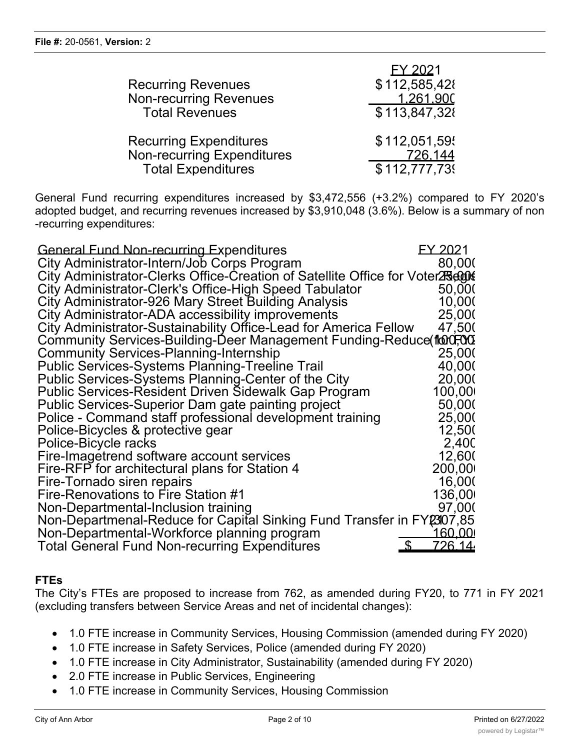| | FY 2021 |
|---|---|
| Recurring Revenues | $112,585,428 |
| Non-recurring Revenues | 1,261,900 |
| Total Revenues | $113,847,328 |
| | |
| Recurring Expenditures | $112,051,595 |
| Non-recurring Expenditures | 726,144 |
| Total Expenditures | $112,777,739 |

General Fund recurring expenditures increased by $3,472,556 (+3.2%) compared to FY 2020's adopted budget, and recurring revenues increased by $3,910,048 (3.6%). Below is a summary of non-recurring expenditures:

| General Fund Non-recurring Expenditures | FY 2021 |
|---|---|
| City Administrator-Intern/Job Corps Program | 80,000 |
| City Administrator-Clerks Office-Creation of Satellite Office for Voter Regis | 75,000 |
| City Administrator-Clerk's Office-High Speed Tabulator | 50,000 |
| City Administrator-926 Mary Street Building Analysis | 10,000 |
| City Administrator-ADA accessibility improvements | 25,000 |
| City Administrator-Sustainability Office-Lead for America Fellow | 47,500 |
| Community Services-Building-Deer Management Funding-Reduce for FY2 | (100,000) |
| Community Services-Planning-Internship | 25,000 |
| Public Services-Systems Planning-Treeline Trail | 40,000 |
| Public Services-Systems Planning-Center of the City | 20,000 |
| Public Services-Resident Driven Sidewalk Gap Program | 100,000 |
| Public Services-Superior Dam gate painting project | 50,000 |
| Police - Command staff professional development training | 25,000 |
| Police-Bicycles & protective gear | 12,500 |
| Police-Bicycle racks | 2,400 |
| Fire-Imagetrend software account services | 12,600 |
| Fire-RFP for architectural plans for Station 4 | 200,000 |
| Fire-Tornado siren repairs | 16,000 |
| Fire-Renovations to Fire Station #1 | 136,000 |
| Non-Departmental-Inclusion training | 97,000 |
| Non-Departmental-Reduce for Capital Sinking Fund Transfer in FY21 | (307,85 |
| Non-Departmental-Workforce planning program | 160,000 |
| Total General Fund Non-recurring Expenditures | $ 726,144 |

**FTEs**

The City's FTEs are proposed to increase from 762, as amended during FY20, to 771 in FY 2021 (excluding transfers between Service Areas and net of incidental changes):

- 1.0 FTE increase in Community Services, Housing Commission (amended during FY 2020)
- 1.0 FTE increase in Safety Services, Police (amended during FY 2020)
- 1.0 FTE increase in City Administrator, Sustainability (amended during FY 2020)
- 2.0 FTE increase in Public Services, Engineering
- 1.0 FTE increase in Community Services, Housing Commission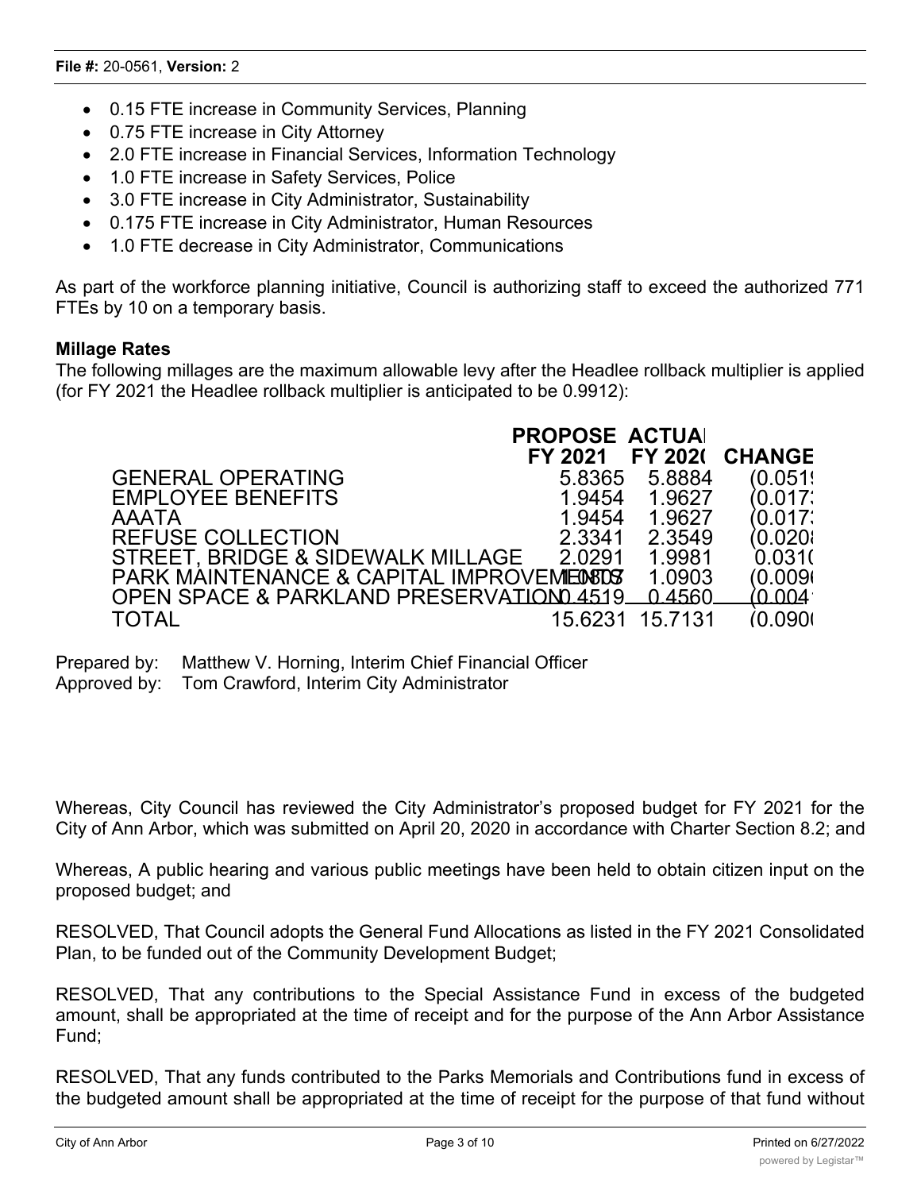- 0.15 FTE increase in Community Services, Planning
- 0.75 FTE increase in City Attorney
- 2.0 FTE increase in Financial Services, Information Technology
- 1.0 FTE increase in Safety Services, Police
- 3.0 FTE increase in City Administrator, Sustainability
- 0.175 FTE increase in City Administrator, Human Resources
- 1.0 FTE decrease in City Administrator, Communications

As part of the workforce planning initiative, Council is authorizing staff to exceed the authorized 771 FTEs by 10 on a temporary basis.

**Millage Rates**

The following millages are the maximum allowable levy after the Headlee rollback multiplier is applied (for FY 2021 the Headlee rollback multiplier is anticipated to be 0.9912):

| | PROPOSE FY 2021 | ACTUAI FY 202( | CHANGE |
|---|---|---|---|
| GENERAL OPERATING | 5.8365 | 5.8884 | (0.051! |
| EMPLOYEE BENEFITS | 1.9454 | 1.9627 | (0.017: |
| AAATA | 1.9454 | 1.9627 | (0.017: |
| REFUSE COLLECTION | 2.3341 | 2.3549 | (0.020‹ |
| STREET, BRIDGE & SIDEWALK MILLAGE | 2.0291 | 1.9981 | 0.031( |
| PARK MAINTENANCE & CAPITAL IMPROVEMENTS | 1.0807 | 1.0903 | (0.009( |
| OPEN SPACE & PARKLAND PRESERVATION | 0.4519 | 0.4560 | (0.004 |
| TOTAL | 15.6231 | 15.7131 | (0.090( |

Prepared by: Matthew V. Horning, Interim Chief Financial Officer
Approved by: Tom Crawford, Interim City Administrator

Whereas, City Council has reviewed the City Administrator's proposed budget for FY 2021 for the City of Ann Arbor, which was submitted on April 20, 2020 in accordance with Charter Section 8.2; and

Whereas, A public hearing and various public meetings have been held to obtain citizen input on the proposed budget; and

RESOLVED, That Council adopts the General Fund Allocations as listed in the FY 2021 Consolidated Plan, to be funded out of the Community Development Budget;

RESOLVED, That any contributions to the Special Assistance Fund in excess of the budgeted amount, shall be appropriated at the time of receipt and for the purpose of the Ann Arbor Assistance Fund;

RESOLVED, That any funds contributed to the Parks Memorials and Contributions fund in excess of the budgeted amount shall be appropriated at the time of receipt for the purpose of that fund without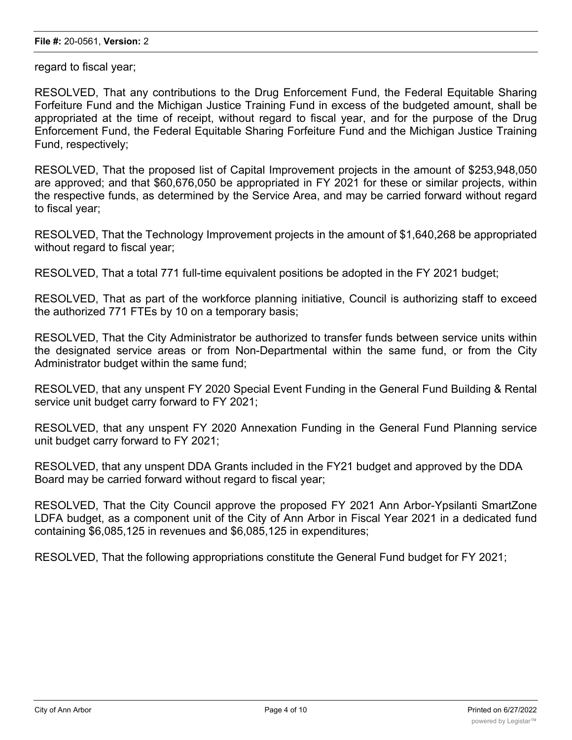regard to fiscal year;

RESOLVED, That any contributions to the Drug Enforcement Fund, the Federal Equitable Sharing Forfeiture Fund and the Michigan Justice Training Fund in excess of the budgeted amount, shall be appropriated at the time of receipt, without regard to fiscal year, and for the purpose of the Drug Enforcement Fund, the Federal Equitable Sharing Forfeiture Fund and the Michigan Justice Training Fund, respectively;

RESOLVED, That the proposed list of Capital Improvement projects in the amount of $253,948,050 are approved; and that $60,676,050 be appropriated in FY 2021 for these or similar projects, within the respective funds, as determined by the Service Area, and may be carried forward without regard to fiscal year;

RESOLVED, That the Technology Improvement projects in the amount of $1,640,268 be appropriated without regard to fiscal year;

RESOLVED, That a total 771 full-time equivalent positions be adopted in the FY 2021 budget;

RESOLVED, That as part of the workforce planning initiative, Council is authorizing staff to exceed the authorized 771 FTEs by 10 on a temporary basis;

RESOLVED, That the City Administrator be authorized to transfer funds between service units within the designated service areas or from Non-Departmental within the same fund, or from the City Administrator budget within the same fund;

RESOLVED, that any unspent FY 2020 Special Event Funding in the General Fund Building & Rental service unit budget carry forward to FY 2021;

RESOLVED, that any unspent FY 2020 Annexation Funding in the General Fund Planning service unit budget carry forward to FY 2021;

RESOLVED, that any unspent DDA Grants included in the FY21 budget and approved by the DDA Board may be carried forward without regard to fiscal year;

RESOLVED, That the City Council approve the proposed FY 2021 Ann Arbor-Ypsilanti SmartZone LDFA budget, as a component unit of the City of Ann Arbor in Fiscal Year 2021 in a dedicated fund containing $6,085,125 in revenues and $6,085,125 in expenditures;

RESOLVED, That the following appropriations constitute the General Fund budget for FY 2021;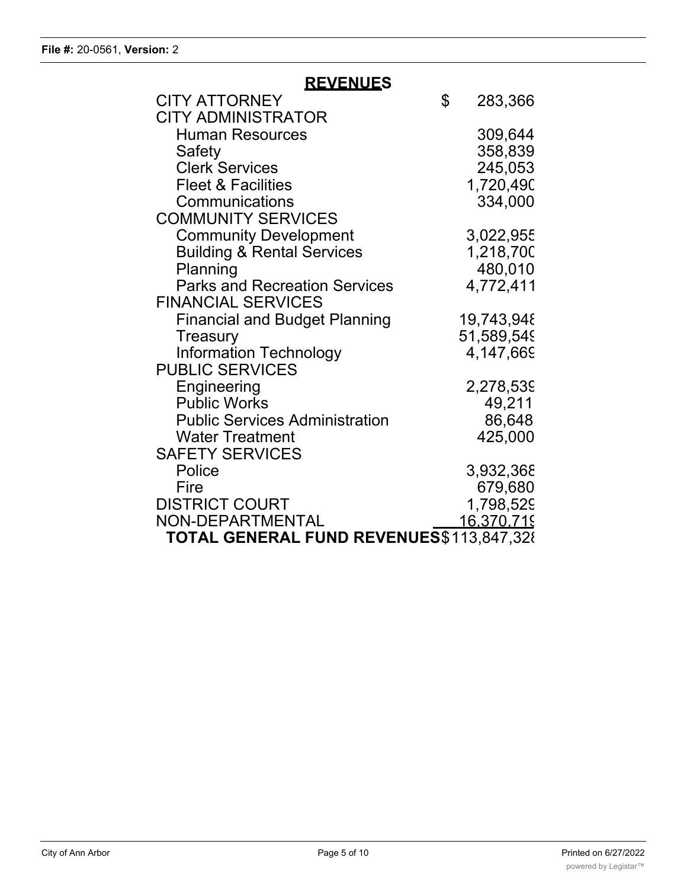File #: 20-0561, Version: 2

## REVENUES

| | |
|---|---|
| CITY ATTORNEY | $ 283,366 |
| CITY ADMINISTRATOR | |
| Human Resources | 309,644 |
| Safety | 358,839 |
| Clerk Services | 245,053 |
| Fleet & Facilities | 1,720,490 |
| Communications | 334,000 |
| COMMUNITY SERVICES | |
| Community Development | 3,022,955 |
| Building & Rental Services | 1,218,700 |
| Planning | 480,010 |
| Parks and Recreation Services | 4,772,411 |
| FINANCIAL SERVICES | |
| Financial and Budget Planning | 19,743,948 |
| Treasury | 51,589,549 |
| Information Technology | 4,147,669 |
| PUBLIC SERVICES | |
| Engineering | 2,278,539 |
| Public Works | 49,211 |
| Public Services Administration | 86,648 |
| Water Treatment | 425,000 |
| SAFETY SERVICES | |
| Police | 3,932,368 |
| Fire | 679,680 |
| DISTRICT COURT | 1,798,529 |
| NON-DEPARTMENTAL | 16,370,719 |
| **TOTAL GENERAL FUND REVENUES** | **$113,847,328** |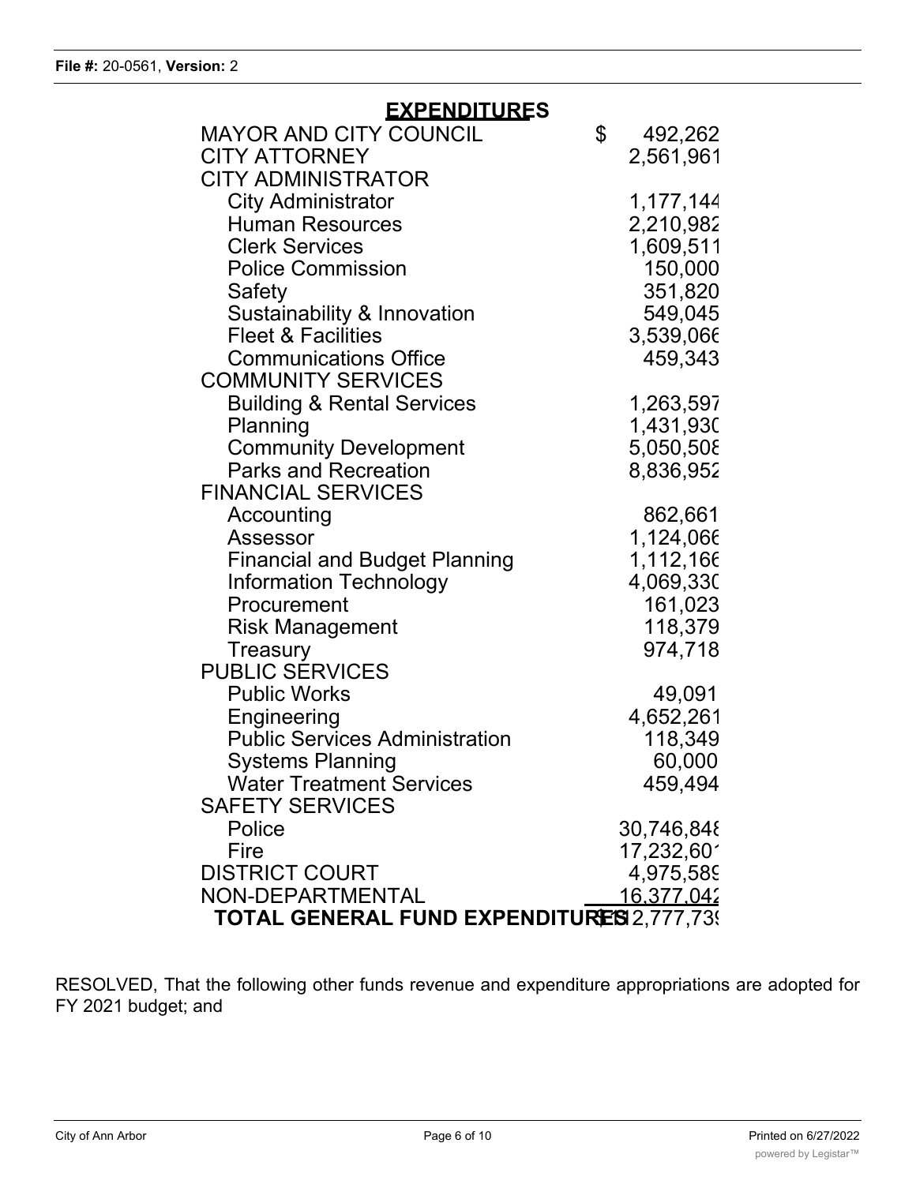## EXPENDITURES

| | |
|---|---|
| MAYOR AND CITY COUNCIL | $ 492,262 |
| CITY ATTORNEY | 2,561,961 |
| CITY ADMINISTRATOR | |
| City Administrator | 1,177,144 |
| Human Resources | 2,210,982 |
| Clerk Services | 1,609,511 |
| Police Commission | 150,000 |
| Safety | 351,820 |
| Sustainability & Innovation | 549,045 |
| Fleet & Facilities | 3,539,066 |
| Communications Office | 459,343 |
| COMMUNITY SERVICES | |
| Building & Rental Services | 1,263,597 |
| Planning | 1,431,930 |
| Community Development | 5,050,508 |
| Parks and Recreation | 8,836,952 |
| FINANCIAL SERVICES | |
| Accounting | 862,661 |
| Assessor | 1,124,066 |
| Financial and Budget Planning | 1,112,166 |
| Information Technology | 4,069,330 |
| Procurement | 161,023 |
| Risk Management | 118,379 |
| Treasury | 974,718 |
| PUBLIC SERVICES | |
| Public Works | 49,091 |
| Engineering | 4,652,261 |
| Public Services Administration | 118,349 |
| Systems Planning | 60,000 |
| Water Treatment Services | 459,494 |
| SAFETY SERVICES | |
| Police | 30,746,848 |
| Fire | 17,232,601 |
| DISTRICT COURT | 4,975,589 |
| NON-DEPARTMENTAL | 16,377,042 |
| **TOTAL GENERAL FUND EXPENDITURES** | **$112,777,739** |

RESOLVED, That the following other funds revenue and expenditure appropriations are adopted for FY 2021 budget; and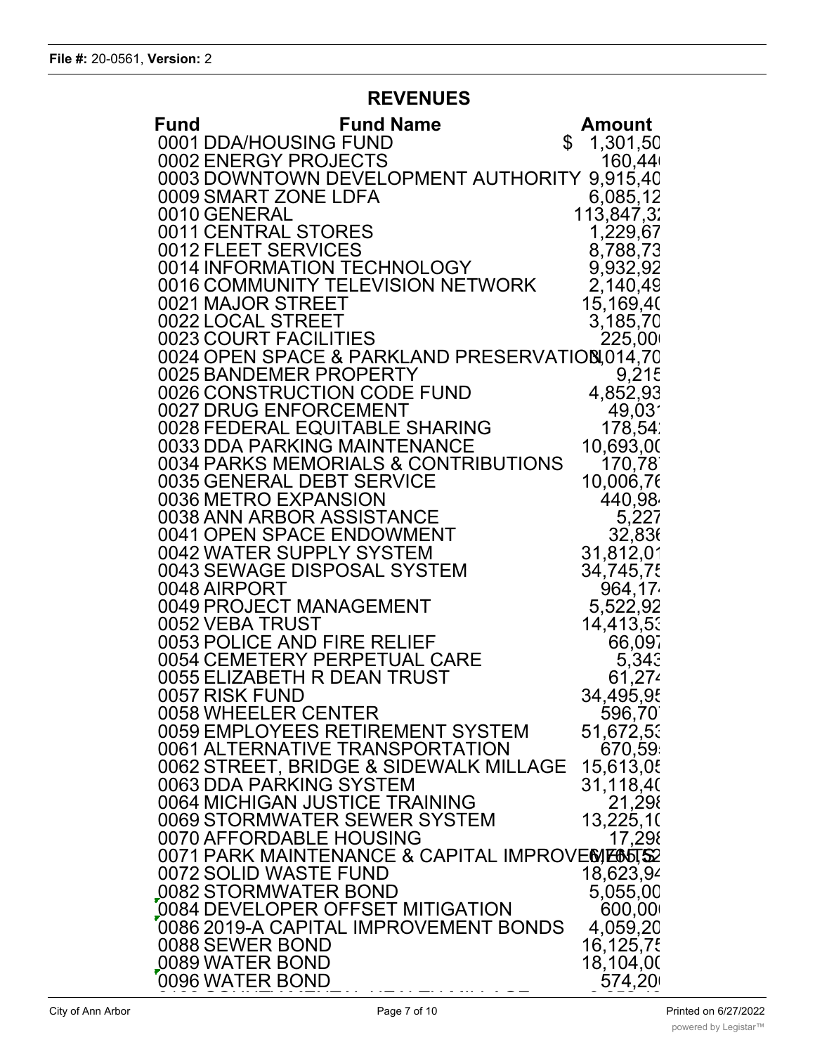## REVENUES

| Fund | Fund Name | Amount |
|---|---|---|
| 0001 | DDA/HOUSING FUND | $ 1,301,50 |
| 0002 | ENERGY PROJECTS | 160,44 |
| 0003 | DOWNTOWN DEVELOPMENT AUTHORITY | 9,915,40 |
| 0009 | SMART ZONE LDFA | 6,085,12 |
| 0010 | GENERAL | 113,847,3 |
| 0011 | CENTRAL STORES | 1,229,67 |
| 0012 | FLEET SERVICES | 8,788,73 |
| 0014 | INFORMATION TECHNOLOGY | 9,932,92 |
| 0016 | COMMUNITY TELEVISION NETWORK | 2,140,49 |
| 0021 | MAJOR STREET | 15,169,40 |
| 0022 | LOCAL STREET | 3,185,70 |
| 0023 | COURT FACILITIES | 225,00 |
| 0024 | OPEN SPACE & PARKLAND PRESERVATION | 3,014,70 |
| 0025 | BANDEMER PROPERTY | 9,215 |
| 0026 | CONSTRUCTION CODE FUND | 4,852,93 |
| 0027 | DRUG ENFORCEMENT | 49,03 |
| 0028 | FEDERAL EQUITABLE SHARING | 178,54 |
| 0033 | DDA PARKING MAINTENANCE | 10,693,00 |
| 0034 | PARKS MEMORIALS & CONTRIBUTIONS | 170,78 |
| 0035 | GENERAL DEBT SERVICE | 10,006,76 |
| 0036 | METRO EXPANSION | 440,98 |
| 0038 | ANN ARBOR ASSISTANCE | 5,227 |
| 0041 | OPEN SPACE ENDOWMENT | 32,836 |
| 0042 | WATER SUPPLY SYSTEM | 31,812,01 |
| 0043 | SEWAGE DISPOSAL SYSTEM | 34,745,75 |
| 0048 | AIRPORT | 964,17 |
| 0049 | PROJECT MANAGEMENT | 5,522,92 |
| 0052 | VEBA TRUST | 14,413,53 |
| 0053 | POLICE AND FIRE RELIEF | 66,097 |
| 0054 | CEMETERY PERPETUAL CARE | 5,343 |
| 0055 | ELIZABETH R DEAN TRUST | 61,274 |
| 0057 | RISK FUND | 34,495,95 |
| 0058 | WHEELER CENTER | 596,70 |
| 0059 | EMPLOYEES RETIREMENT SYSTEM | 51,672,53 |
| 0061 | ALTERNATIVE TRANSPORTATION | 670,59 |
| 0062 | STREET, BRIDGE & SIDEWALK MILLAGE | 15,613,05 |
| 0063 | DDA PARKING SYSTEM | 31,118,40 |
| 0064 | MICHIGAN JUSTICE TRAINING | 21,298 |
| 0069 | STORMWATER SEWER SYSTEM | 13,225,10 |
| 0070 | AFFORDABLE HOUSING | 17,298 |
| 0071 | PARK MAINTENANCE & CAPITAL IMPROVEMENTS | 6,785,52 |
| 0072 | SOLID WASTE FUND | 18,623,94 |
| 0082 | STORMWATER BOND | 5,055,00 |
| 0084 | DEVELOPER OFFSET MITIGATION | 600,00 |
| 0086 | 2019-A CAPITAL IMPROVEMENT BONDS | 4,059,20 |
| 0088 | SEWER BOND | 16,125,75 |
| 0089 | WATER BOND | 18,104,00 |
| 0096 | WATER BOND | 574,20 |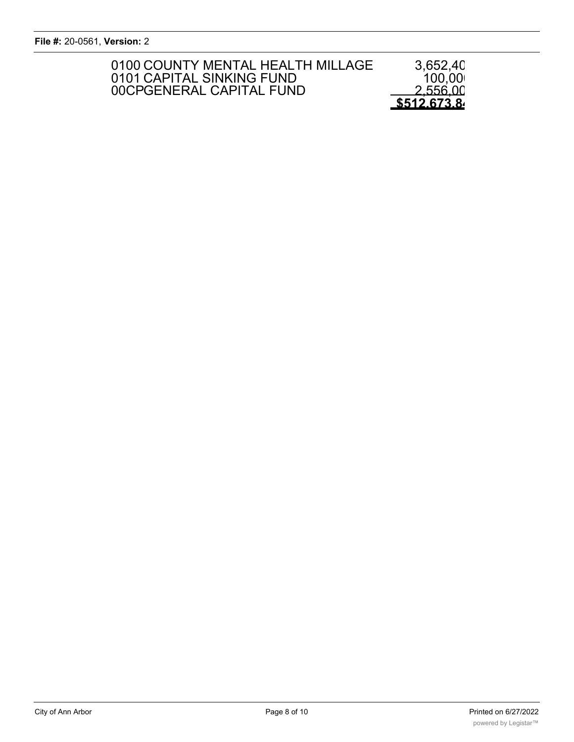| | |
|---|---|
| 0100 COUNTY MENTAL HEALTH MILLAGE | 3,652,40 |
| 0101 CAPITAL SINKING FUND | 100,00 |
| 00CPGENERAL CAPITAL FUND | 2,556,00 |
| | **$512,673,8** |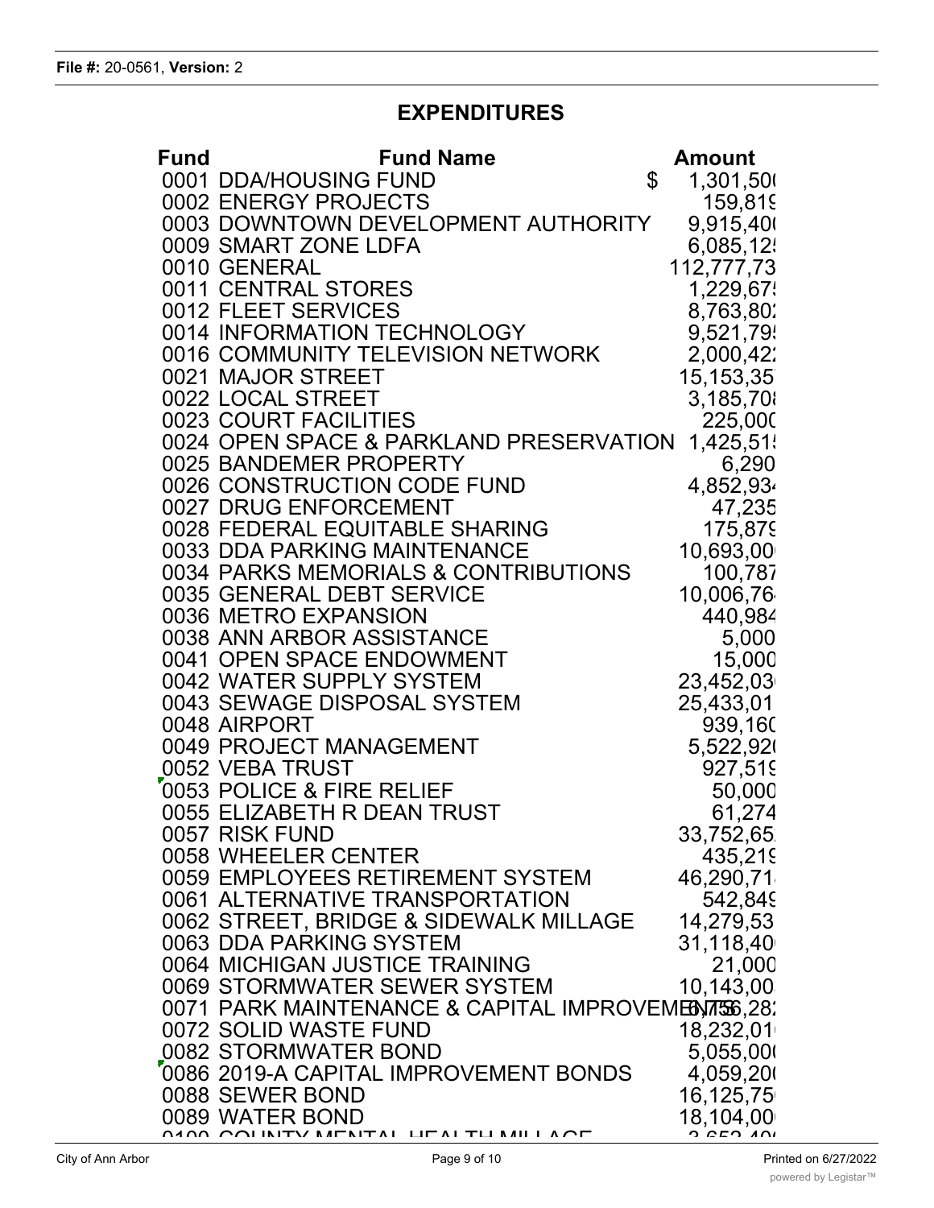File #: 20-0561, Version: 2

## EXPENDITURES

| Fund | Fund Name | Amount |
|---|---|---|
| 0001 | DDA/HOUSING FUND | $ 1,301,500 |
| 0002 | ENERGY PROJECTS | 159,819 |
| 0003 | DOWNTOWN DEVELOPMENT AUTHORITY | 9,915,400 |
| 0009 | SMART ZONE LDFA | 6,085,125 |
| 0010 | GENERAL | 112,777,73 |
| 0011 | CENTRAL STORES | 1,229,675 |
| 0012 | FLEET SERVICES | 8,763,802 |
| 0014 | INFORMATION TECHNOLOGY | 9,521,795 |
| 0016 | COMMUNITY TELEVISION NETWORK | 2,000,422 |
| 0021 | MAJOR STREET | 15,153,357 |
| 0022 | LOCAL STREET | 3,185,708 |
| 0023 | COURT FACILITIES | 225,000 |
| 0024 | OPEN SPACE & PARKLAND PRESERVATION | 1,425,515 |
| 0025 | BANDEMER PROPERTY | 6,290 |
| 0026 | CONSTRUCTION CODE FUND | 4,852,934 |
| 0027 | DRUG ENFORCEMENT | 47,235 |
| 0028 | FEDERAL EQUITABLE SHARING | 175,879 |
| 0033 | DDA PARKING MAINTENANCE | 10,693,00 |
| 0034 | PARKS MEMORIALS & CONTRIBUTIONS | 100,787 |
| 0035 | GENERAL DEBT SERVICE | 10,006,764 |
| 0036 | METRO EXPANSION | 440,984 |
| 0038 | ANN ARBOR ASSISTANCE | 5,000 |
| 0041 | OPEN SPACE ENDOWMENT | 15,000 |
| 0042 | WATER SUPPLY SYSTEM | 23,452,03 |
| 0043 | SEWAGE DISPOSAL SYSTEM | 25,433,01 |
| 0048 | AIRPORT | 939,160 |
| 0049 | PROJECT MANAGEMENT | 5,522,920 |
| 0052 | VEBA TRUST | 927,519 |
| 0053 | POLICE & FIRE RELIEF | 50,000 |
| 0055 | ELIZABETH R DEAN TRUST | 61,274 |
| 0057 | RISK FUND | 33,752,65 |
| 0058 | WHEELER CENTER | 435,219 |
| 0059 | EMPLOYEES RETIREMENT SYSTEM | 46,290,71 |
| 0061 | ALTERNATIVE TRANSPORTATION | 542,849 |
| 0062 | STREET, BRIDGE & SIDEWALK MILLAGE | 14,279,53 |
| 0063 | DDA PARKING SYSTEM | 31,118,40 |
| 0064 | MICHIGAN JUSTICE TRAINING | 21,000 |
| 0069 | STORMWATER SEWER SYSTEM | 10,143,00 |
| 0071 | PARK MAINTENANCE & CAPITAL IMPROVEMENTS | 6,756,28 |
| 0072 | SOLID WASTE FUND | 18,232,01 |
| 0082 | STORMWATER BOND | 5,055,000 |
| 0086 | 2019-A CAPITAL IMPROVEMENT BONDS | 4,059,200 |
| 0088 | SEWER BOND | 16,125,75 |
| 0089 | WATER BOND | 18,104,00 |
| 0100 | COUNTY MENTAL HEALTH MILLAGE | 3,653,40 |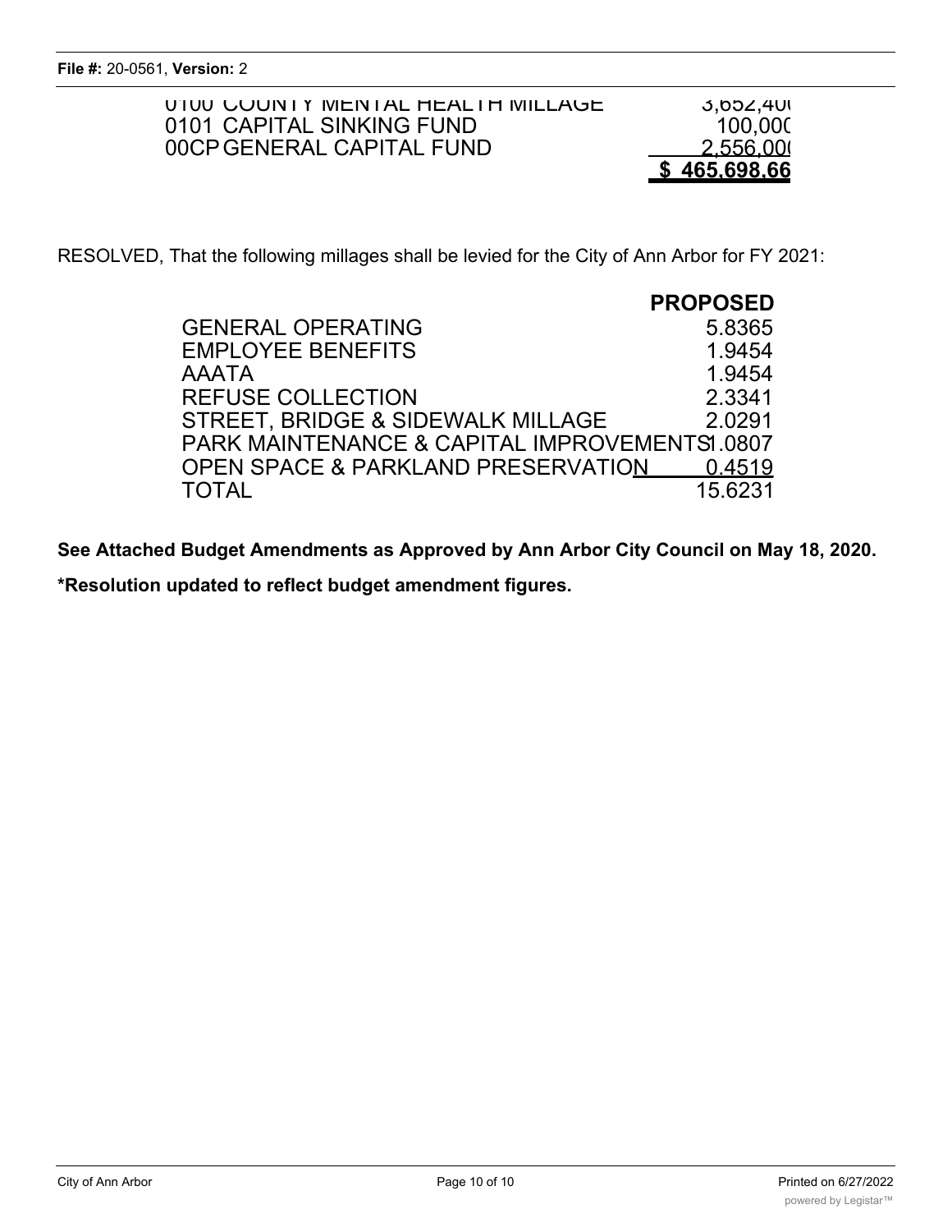| | | |
|---|---|---|
| 0100 | COUNTY MENTAL HEALTH MILLAGE | 3,652,40( |
| 0101 | CAPITAL SINKING FUND | 100,00( |
| 00CP | GENERAL CAPITAL FUND | 2,556,00( |
| | | **$ 465,698,66** |

RESOLVED, That the following millages shall be levied for the City of Ann Arbor for FY 2021:

| | **PROPOSED** |
|---|---|
| GENERAL OPERATING | 5.8365 |
| EMPLOYEE BENEFITS | 1.9454 |
| AAATA | 1.9454 |
| REFUSE COLLECTION | 2.3341 |
| STREET, BRIDGE & SIDEWALK MILLAGE | 2.0291 |
| PARK MAINTENANCE & CAPITAL IMPROVEMENTS | 1.0807 |
| OPEN SPACE & PARKLAND PRESERVATION | 0.4519 |
| TOTAL | 15.6231 |

**See Attached Budget Amendments as Approved by Ann Arbor City Council on May 18, 2020.**

***Resolution updated to reflect budget amendment figures.**